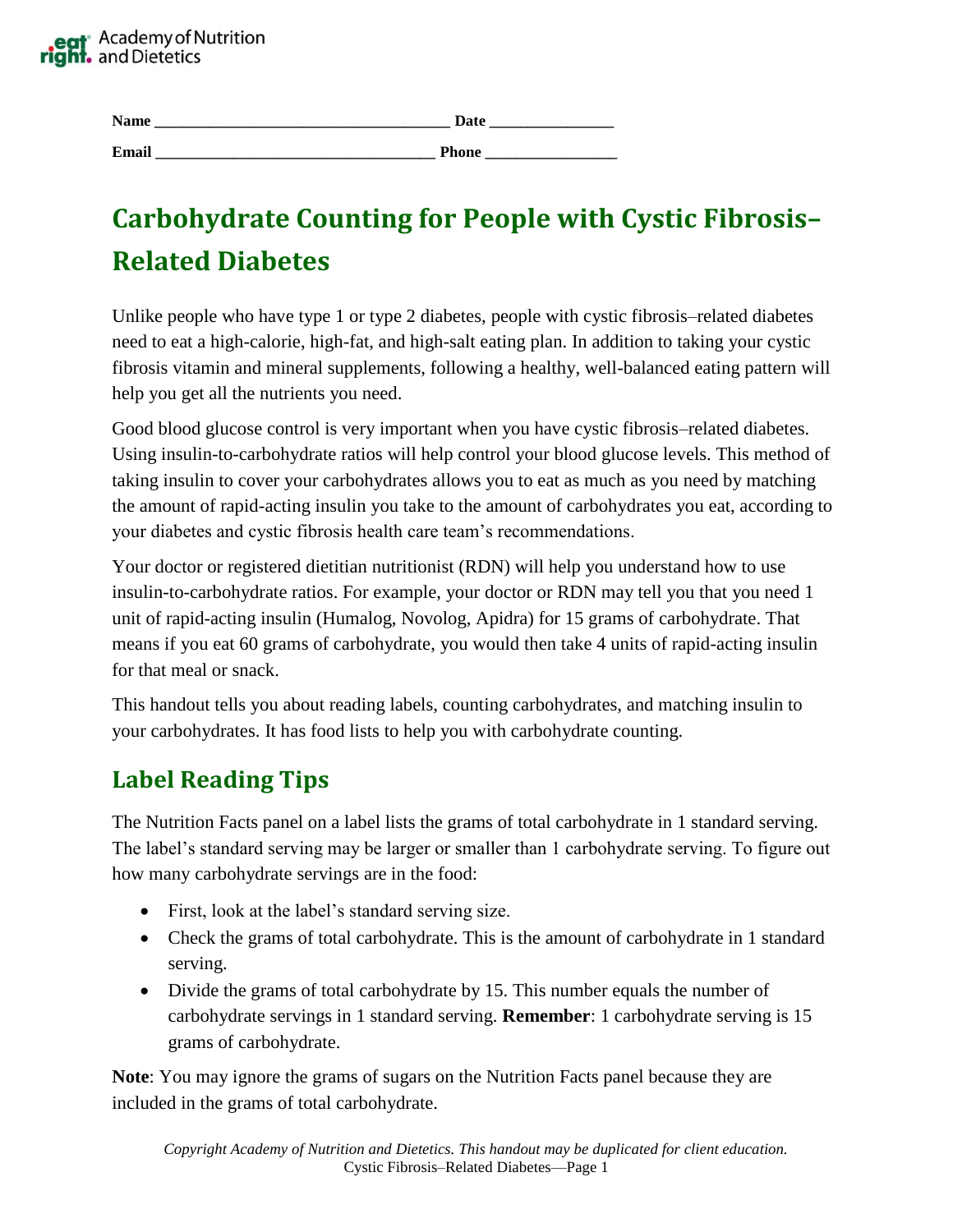Academy of Nutrition and Dietetics

**Name** ____________________________________ **Date** _______________

**Email** __________________________________ **Phone** ________________

# Carbohydrate Counting for People with Cystic Fibrosis–Related Diabetes

Unlike people who have type 1 or type 2 diabetes, people with cystic fibrosis–related diabetes need to eat a high-calorie, high-fat, and high-salt eating plan. In addition to taking your cystic fibrosis vitamin and mineral supplements, following a healthy, well-balanced eating pattern will help you get all the nutrients you need.

Good blood glucose control is very important when you have cystic fibrosis–related diabetes. Using insulin-to-carbohydrate ratios will help control your blood glucose levels. This method of taking insulin to cover your carbohydrates allows you to eat as much as you need by matching the amount of rapid-acting insulin you take to the amount of carbohydrates you eat, according to your diabetes and cystic fibrosis health care team's recommendations.

Your doctor or registered dietitian nutritionist (RDN) will help you understand how to use insulin-to-carbohydrate ratios. For example, your doctor or RDN may tell you that you need 1 unit of rapid-acting insulin (Humalog, Novolog, Apidra) for 15 grams of carbohydrate. That means if you eat 60 grams of carbohydrate, you would then take 4 units of rapid-acting insulin for that meal or snack.

This handout tells you about reading labels, counting carbohydrates, and matching insulin to your carbohydrates. It has food lists to help you with carbohydrate counting.

## Label Reading Tips

The Nutrition Facts panel on a label lists the grams of total carbohydrate in 1 standard serving. The label's standard serving may be larger or smaller than 1 carbohydrate serving. To figure out how many carbohydrate servings are in the food:

- First, look at the label's standard serving size.
- Check the grams of total carbohydrate. This is the amount of carbohydrate in 1 standard serving.
- Divide the grams of total carbohydrate by 15. This number equals the number of carbohydrate servings in 1 standard serving. **Remember**: 1 carbohydrate serving is 15 grams of carbohydrate.

**Note**: You may ignore the grams of sugars on the Nutrition Facts panel because they are included in the grams of total carbohydrate.

*Copyright Academy of Nutrition and Dietetics. This handout may be duplicated for client education.*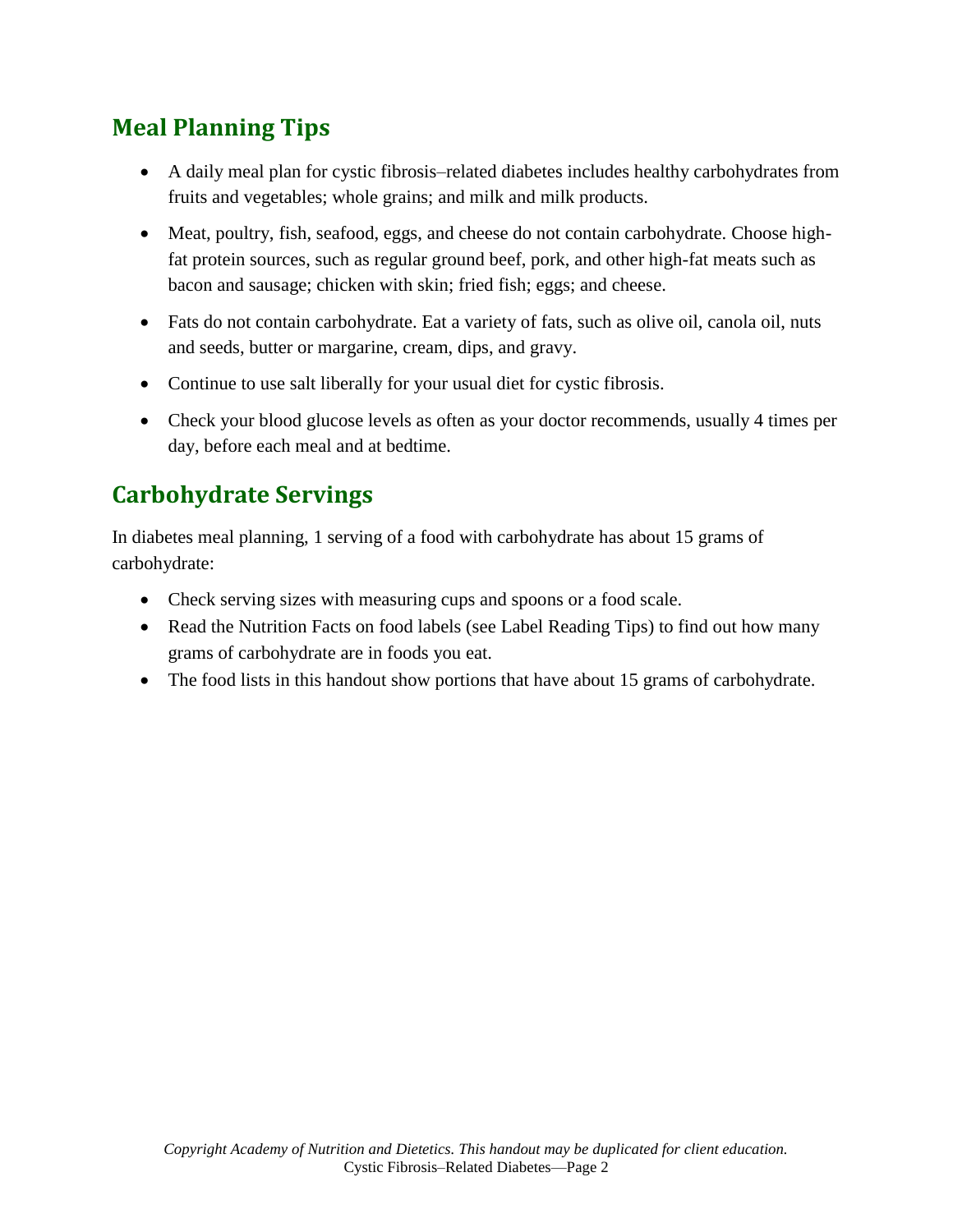## Meal Planning Tips

- A daily meal plan for cystic fibrosis–related diabetes includes healthy carbohydrates from fruits and vegetables; whole grains; and milk and milk products.
- Meat, poultry, fish, seafood, eggs, and cheese do not contain carbohydrate. Choose high-fat protein sources, such as regular ground beef, pork, and other high-fat meats such as bacon and sausage; chicken with skin; fried fish; eggs; and cheese.
- Fats do not contain carbohydrate. Eat a variety of fats, such as olive oil, canola oil, nuts and seeds, butter or margarine, cream, dips, and gravy.
- Continue to use salt liberally for your usual diet for cystic fibrosis.
- Check your blood glucose levels as often as your doctor recommends, usually 4 times per day, before each meal and at bedtime.

## Carbohydrate Servings

In diabetes meal planning, 1 serving of a food with carbohydrate has about 15 grams of carbohydrate:

- Check serving sizes with measuring cups and spoons or a food scale.
- Read the Nutrition Facts on food labels (see Label Reading Tips) to find out how many grams of carbohydrate are in foods you eat.
- The food lists in this handout show portions that have about 15 grams of carbohydrate.

*Copyright Academy of Nutrition and Dietetics. This handout may be duplicated for client education.*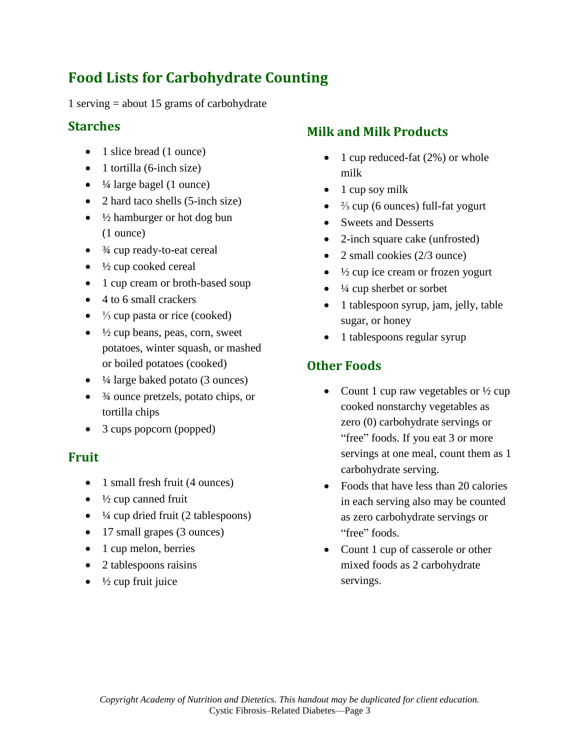# Food Lists for Carbohydrate Counting

1 serving = about 15 grams of carbohydrate

## Starches

- 1 slice bread (1 ounce)
- 1 tortilla (6-inch size)
- ¼ large bagel (1 ounce)
- 2 hard taco shells (5-inch size)
- ½ hamburger or hot dog bun (1 ounce)
- ¾ cup ready-to-eat cereal
- ½ cup cooked cereal
- 1 cup cream or broth-based soup
- 4 to 6 small crackers
- ⅓ cup pasta or rice (cooked)
- ½ cup beans, peas, corn, sweet potatoes, winter squash, or mashed or boiled potatoes (cooked)
- ¼ large baked potato (3 ounces)
- ¾ ounce pretzels, potato chips, or tortilla chips
- 3 cups popcorn (popped)

## Fruit

- 1 small fresh fruit (4 ounces)
- ½ cup canned fruit
- ¼ cup dried fruit (2 tablespoons)
- 17 small grapes (3 ounces)
- 1 cup melon, berries
- 2 tablespoons raisins
- ½ cup fruit juice

## Milk and Milk Products

- 1 cup reduced-fat (2%) or whole milk
- 1 cup soy milk
- ⅔ cup (6 ounces) full-fat yogurt
- Sweets and Desserts
- 2-inch square cake (unfrosted)
- 2 small cookies (2/3 ounce)
- ½ cup ice cream or frozen yogurt
- ¼ cup sherbet or sorbet
- 1 tablespoon syrup, jam, jelly, table sugar, or honey
- 1 tablespoons regular syrup

## Other Foods

- Count 1 cup raw vegetables or ½ cup cooked nonstarchy vegetables as zero (0) carbohydrate servings or "free" foods. If you eat 3 or more servings at one meal, count them as 1 carbohydrate serving.
- Foods that have less than 20 calories in each serving also may be counted as zero carbohydrate servings or "free" foods.
- Count 1 cup of casserole or other mixed foods as 2 carbohydrate servings.

*Copyright Academy of Nutrition and Dietetics. This handout may be duplicated for client education.*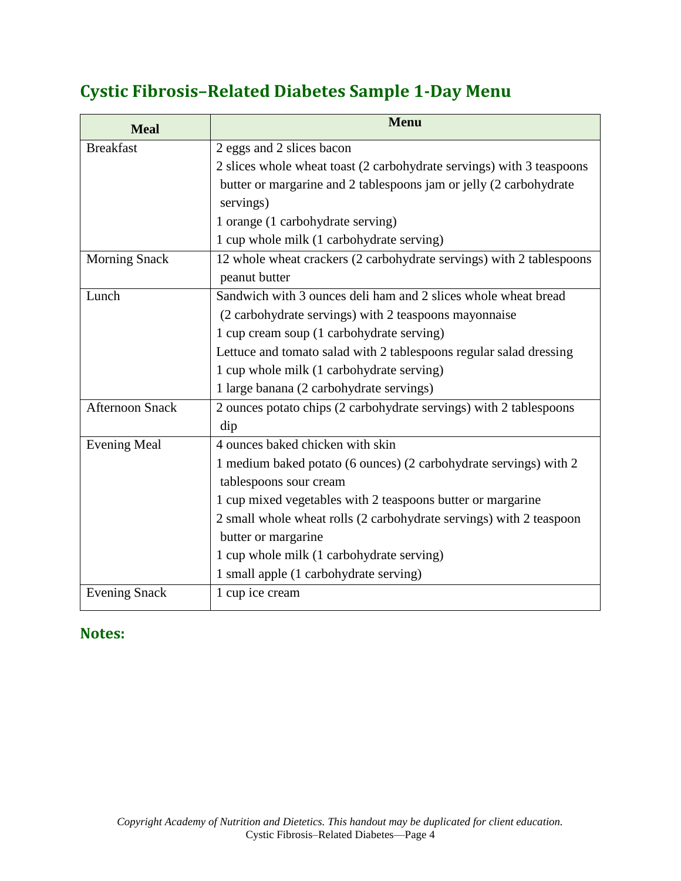## Cystic Fibrosis–Related Diabetes Sample 1-Day Menu

| Meal | Menu |
|---|---|
| Breakfast | 2 eggs and 2 slices bacon<br>2 slices whole wheat toast (2 carbohydrate servings) with 3 teaspoons butter or margarine and 2 tablespoons jam or jelly (2 carbohydrate servings)<br>1 orange (1 carbohydrate serving)<br>1 cup whole milk (1 carbohydrate serving) |
| Morning Snack | 12 whole wheat crackers (2 carbohydrate servings) with 2 tablespoons peanut butter |
| Lunch | Sandwich with 3 ounces deli ham and 2 slices whole wheat bread (2 carbohydrate servings) with 2 teaspoons mayonnaise<br>1 cup cream soup (1 carbohydrate serving)<br>Lettuce and tomato salad with 2 tablespoons regular salad dressing<br>1 cup whole milk (1 carbohydrate serving)<br>1 large banana (2 carbohydrate servings) |
| Afternoon Snack | 2 ounces potato chips (2 carbohydrate servings) with 2 tablespoons dip |
| Evening Meal | 4 ounces baked chicken with skin<br>1 medium baked potato (6 ounces) (2 carbohydrate servings) with 2 tablespoons sour cream<br>1 cup mixed vegetables with 2 teaspoons butter or margarine<br>2 small whole wheat rolls (2 carbohydrate servings) with 2 teaspoon butter or margarine<br>1 cup whole milk (1 carbohydrate serving)<br>1 small apple (1 carbohydrate serving) |
| Evening Snack | 1 cup ice cream |

## Notes:

*Copyright Academy of Nutrition and Dietetics. This handout may be duplicated for client education.*